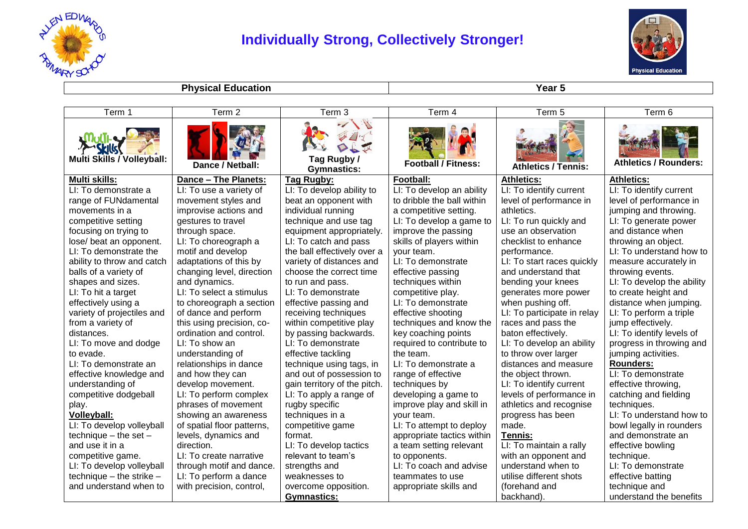# Individually Strong, Collectively Stronger!

| Physical Education | Year 5 |
|---|---|

| Term 1 | Term 2 | Term 3 | Term 4 | Term 5 | Term 6 |
|---|---|---|---|---|---|
| **Multi Skills / Volleyball:** | **Dance / Netball:** | **Tag Rugby / Gymnastics:** | **Football / Fitness:** | **Athletics / Tennis:** | **Athletics / Rounders:** |
| **Multi skills:**<br>LI: To demonstrate a range of FUNdamental movements in a competitive setting focusing on trying to lose/ beat an opponent.<br>LI: To demonstrate the ability to throw and catch balls of a variety of shapes and sizes.<br>LI: To hit a target effectively using a variety of projectiles and from a variety of distances.<br>LI: To move and dodge to evade.<br>LI: To demonstrate an effective knowledge and understanding of competitive dodgeball play.<br>**Volleyball:**<br>LI: To develop volleyball technique – the set – and use it in a competitive game.<br>LI: To develop volleyball technique – the strike – and understand when to | **Dance – The Planets:**<br>LI: To use a variety of movement styles and improvise actions and gestures to travel through space.<br>LI: To choreograph a motif and develop adaptations of this by changing level, direction and dynamics.<br>LI: To select a stimulus to choreograph a section of dance and perform this using precision, co-ordination and control.<br>LI: To show an understanding of relationships in dance and how they can develop movement.<br>LI: To perform complex phrases of movement showing an awareness of spatial floor patterns, levels, dynamics and direction.<br>LI: To create narrative through motif and dance.<br>LI: To perform a dance with precision, control, | **Tag Rugby:**<br>LI: To develop ability to beat an opponent with individual running technique and use tag equipment appropriately.<br>LI: To catch and pass the ball effectively over a variety of distances and choose the correct time to run and pass.<br>LI: To demonstrate effective passing and receiving techniques within competitive play by passing backwards.<br>LI: To demonstrate effective tackling technique using tags, in and out of possession to gain territory of the pitch.<br>LI: To apply a range of rugby specific techniques in a competitive game format.<br>LI: To develop tactics relevant to team's strengths and weaknesses to overcome opposition.<br>**Gymnastics:** | **Football:**<br>LI: To develop an ability to dribble the ball within a competitive setting.<br>LI: To develop a game to improve the passing skills of players within your team.<br>LI: To demonstrate effective passing techniques within competitive play.<br>LI: To demonstrate effective shooting techniques and know the key coaching points required to contribute to the team.<br>LI: To demonstrate a range of effective techniques by developing a game to improve play and skill in your team.<br>LI: To attempt to deploy appropriate tactics within a team setting relevant to opponents.<br>LI: To coach and advise teammates to use appropriate skills and | **Athletics:**<br>LI: To identify current level of performance in athletics.<br>LI: To run quickly and use an observation checklist to enhance performance.<br>LI: To start races quickly and understand that bending your knees generates more power when pushing off.<br>LI: To participate in relay races and pass the baton effectively.<br>LI: To develop an ability to throw over larger distances and measure the object thrown.<br>LI: To identify current levels of performance in athletics and recognise progress has been made.<br>**Tennis:**<br>LI: To maintain a rally with an opponent and understand when to utilise different shots (forehand and backhand). | **Athletics:**<br>LI: To identify current level of performance in jumping and throwing.<br>LI: To generate power and distance when throwing an object.<br>LI: To understand how to measure accurately in throwing events.<br>LI: To develop the ability to create height and distance when jumping.<br>LI: To perform a triple jump effectively.<br>LI: To identify levels of progress in throwing and jumping activities.<br>**Rounders:**<br>LI: To demonstrate effective throwing, catching and fielding techniques.<br>LI: To understand how to bowl legally in rounders and demonstrate an effective bowling technique.<br>LI: To demonstrate effective batting technique and understand the benefits |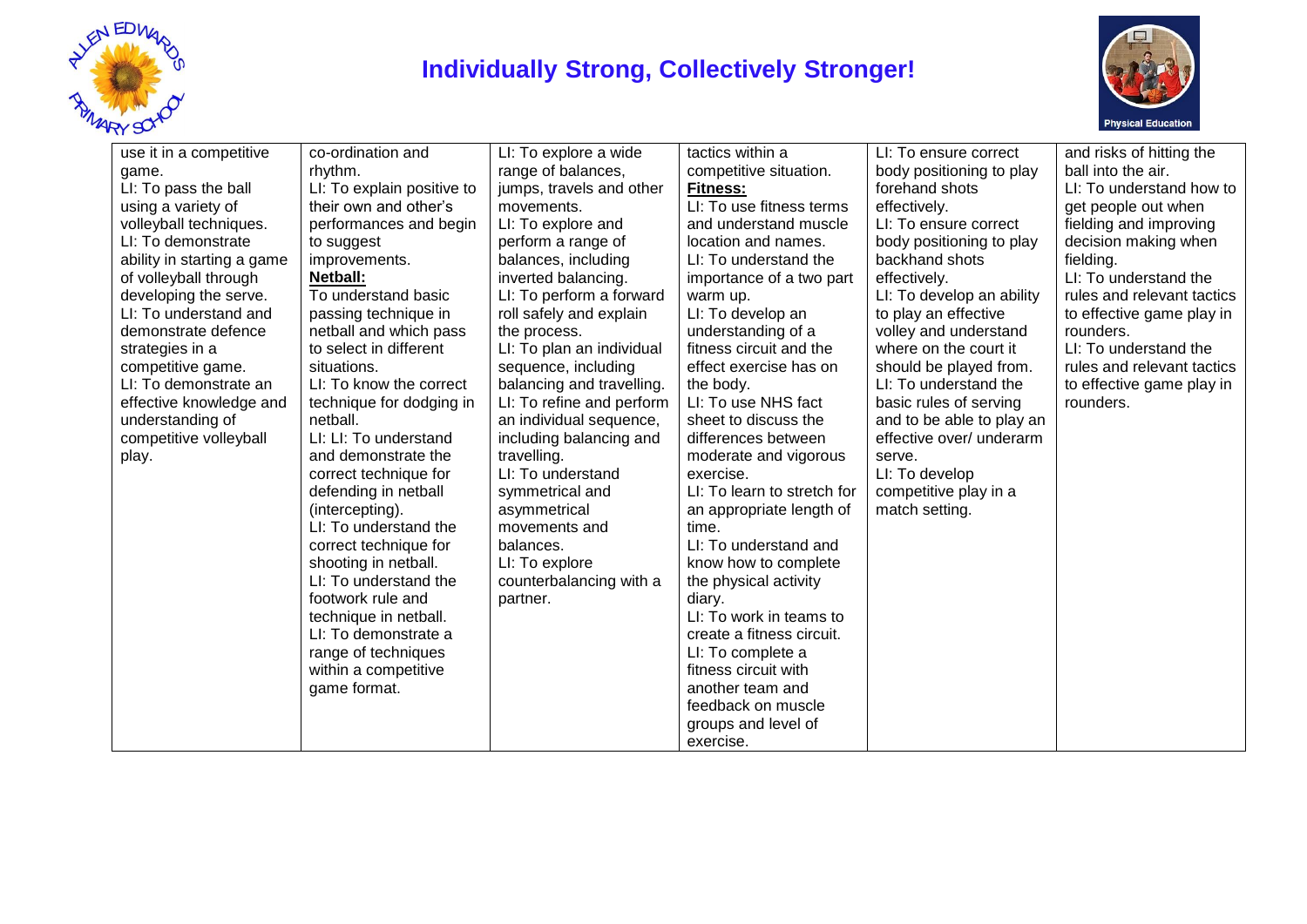# Individually Strong, Collectively Stronger!

| | | | | | |
|---|---|---|---|---|---|
| use it in a competitive game.<br>LI: To pass the ball using a variety of volleyball techniques.<br>LI: To demonstrate ability in starting a game of volleyball through developing the serve.<br>LI: To understand and demonstrate defence strategies in a competitive game.<br>LI: To demonstrate an effective knowledge and understanding of competitive volleyball play. | co-ordination and rhythm.<br>LI: To explain positive to their own and other's performances and begin to suggest improvements.<br>**Netball:**<br>To understand basic passing technique in netball and which pass to select in different situations.<br>LI: To know the correct technique for dodging in netball.<br>LI: LI: To understand and demonstrate the correct technique for defending in netball (intercepting).<br>LI: To understand the correct technique for shooting in netball.<br>LI: To understand the footwork rule and technique in netball.<br>LI: To demonstrate a range of techniques within a competitive game format. | LI: To explore a wide range of balances, jumps, travels and other movements.<br>LI: To explore and perform a range of balances, including inverted balancing.<br>LI: To perform a forward roll safely and explain the process.<br>LI: To plan an individual sequence, including balancing and travelling.<br>LI: To refine and perform an individual sequence, including balancing and travelling.<br>LI: To understand symmetrical and asymmetrical movements and balances.<br>LI: To explore counterbalancing with a partner. | tactics within a competitive situation.<br>**Fitness:**<br>LI: To use fitness terms and understand muscle location and names.<br>LI: To understand the importance of a two part warm up.<br>LI: To develop an understanding of a fitness circuit and the effect exercise has on the body.<br>LI: To use NHS fact sheet to discuss the differences between moderate and vigorous exercise.<br>LI: To learn to stretch for an appropriate length of time.<br>LI: To understand and know how to complete the physical activity diary.<br>LI: To work in teams to create a fitness circuit.<br>LI: To complete a fitness circuit with another team and feedback on muscle groups and level of exercise. | LI: To ensure correct body positioning to play forehand shots effectively.<br>LI: To ensure correct body positioning to play backhand shots effectively.<br>LI: To develop an ability to play an effective volley and understand where on the court it should be played from.<br>LI: To understand the basic rules of serving and to be able to play an effective over/ underarm serve.<br>LI: To develop competitive play in a match setting. | and risks of hitting the ball into the air.<br>LI: To understand how to get people out when fielding and improving decision making when fielding.<br>LI: To understand the rules and relevant tactics to effective game play in rounders.<br>LI: To understand the rules and relevant tactics to effective game play in rounders. |